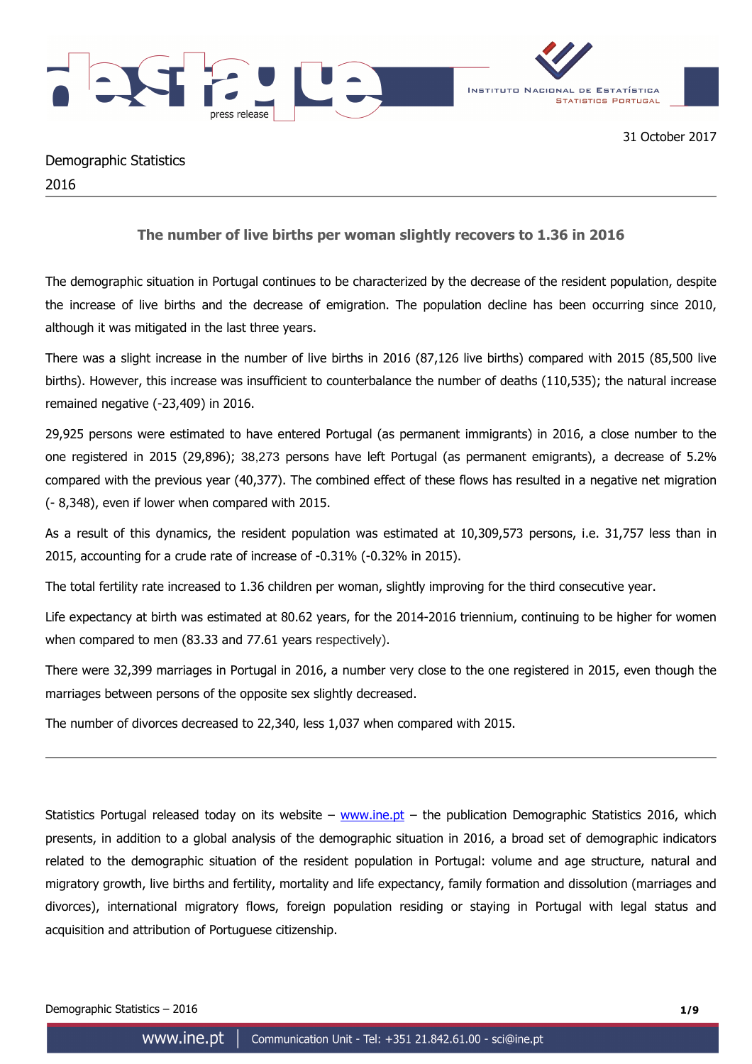31 October 2017

Demographic Statistics

2016

## The number of live births per woman slightly recovers to 1.36 in 2016

The demographic situation in Portugal continues to be characterized by the decrease of the resident population, despite the increase of live births and the decrease of emigration. The population decline has been occurring since 2010, although it was mitigated in the last three years.

There was a slight increase in the number of live births in 2016 (87,126 live births) compared with 2015 (85,500 live births). However, this increase was insufficient to counterbalance the number of deaths (110,535); the natural increase remained negative (-23,409) in 2016.

29,925 persons were estimated to have entered Portugal (as permanent immigrants) in 2016, a close number to the one registered in 2015 (29,896); 38,273 persons have left Portugal (as permanent emigrants), a decrease of 5.2% compared with the previous year (40,377). The combined effect of these flows has resulted in a negative net migration (- 8,348), even if lower when compared with 2015.

As a result of this dynamics, the resident population was estimated at 10,309,573 persons, i.e. 31,757 less than in 2015, accounting for a crude rate of increase of -0.31% (-0.32% in 2015).

The total fertility rate increased to 1.36 children per woman, slightly improving for the third consecutive year.

Life expectancy at birth was estimated at 80.62 years, for the 2014-2016 triennium, continuing to be higher for women when compared to men (83.33 and 77.61 years respectively).

There were 32,399 marriages in Portugal in 2016, a number very close to the one registered in 2015, even though the marriages between persons of the opposite sex slightly decreased.

The number of divorces decreased to 22,340, less 1,037 when compared with 2015.

---

Statistics Portugal released today on its website – www.ine.pt – the publication Demographic Statistics 2016, which presents, in addition to a global analysis of the demographic situation in 2016, a broad set of demographic indicators related to the demographic situation of the resident population in Portugal: volume and age structure, natural and migratory growth, live births and fertility, mortality and life expectancy, family formation and dissolution (marriages and divorces), international migratory flows, foreign population residing or staying in Portugal with legal status and acquisition and attribution of Portuguese citizenship.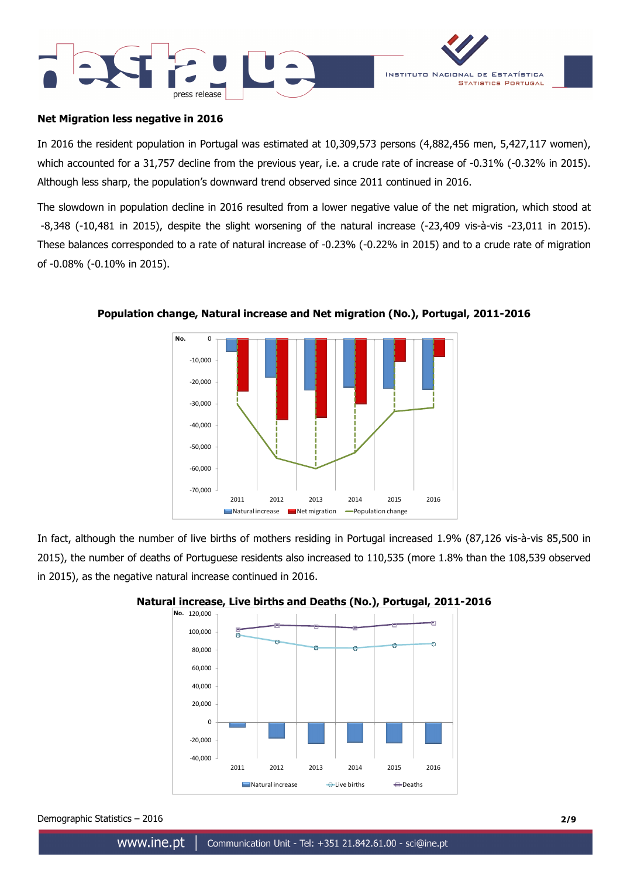**Net Migration less negative in 2016**

In 2016 the resident population in Portugal was estimated at 10,309,573 persons (4,882,456 men, 5,427,117 women), which accounted for a 31,757 decline from the previous year, i.e. a crude rate of increase of -0.31% (-0.32% in 2015). Although less sharp, the population's downward trend observed since 2011 continued in 2016.

The slowdown in population decline in 2016 resulted from a lower negative value of the net migration, which stood at -8,348 (-10,481 in 2015), despite the slight worsening of the natural increase (-23,409 vis-à-vis -23,011 in 2015). These balances corresponded to a rate of natural increase of -0.23% (-0.22% in 2015) and to a crude rate of migration of -0.08% (-0.10% in 2015).

**Population change, Natural increase and Net migration (No.), Portugal, 2011-2016**

In fact, although the number of live births of mothers residing in Portugal increased 1.9% (87,126 vis-à-vis 85,500 in 2015), the number of deaths of Portuguese residents also increased to 110,535 (more 1.8% than the 108,539 observed in 2015), as the negative natural increase continued in 2016.

**Natural increase, Live births and Deaths (No.), Portugal, 2011-2016**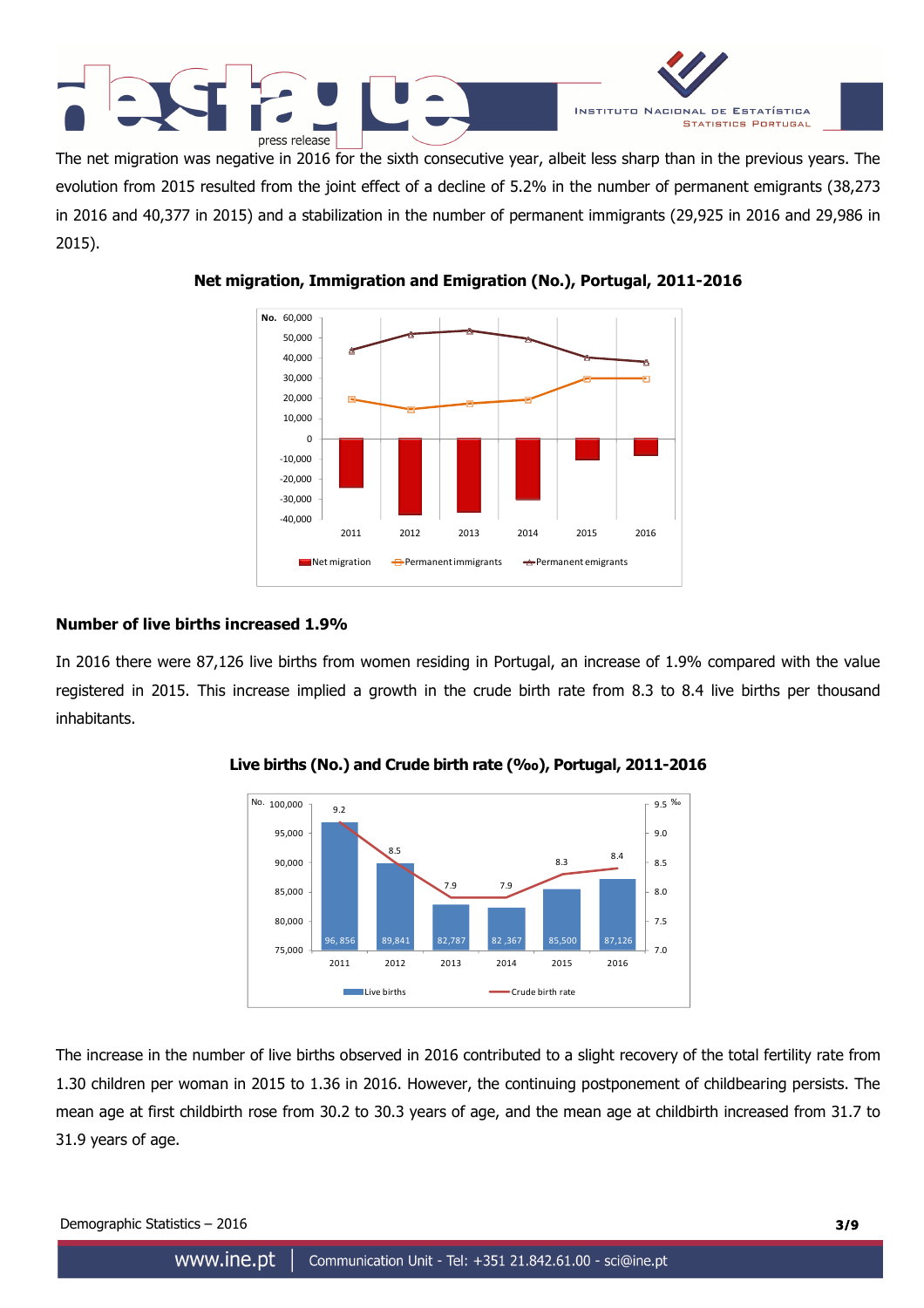The net migration was negative in 2016 for the sixth consecutive year, albeit less sharp than in the previous years. The evolution from 2015 resulted from the joint effect of a decline of 5.2% in the number of permanent emigrants (38,273 in 2016 and 40,377 in 2015) and a stabilization in the number of permanent immigrants (29,925 in 2016 and 29,986 in 2015).

**Net migration, Immigration and Emigration (No.), Portugal, 2011-2016**

## Number of live births increased 1.9%

In 2016 there were 87,126 live births from women residing in Portugal, an increase of 1.9% compared with the value registered in 2015. This increase implied a growth in the crude birth rate from 8.3 to 8.4 live births per thousand inhabitants.

**Live births (No.) and Crude birth rate (‰), Portugal, 2011-2016**

| | 2011 | 2012 | 2013 | 2014 | 2015 | 2016 |
|---|---|---|---|---|---|---|
| Live births | 96,856 | 89,841 | 82,787 | 82,367 | 85,500 | 87,126 |
| Crude birth rate | 9.2 | 8.5 | 7.9 | 7.9 | 8.3 | 8.4 |

The increase in the number of live births observed in 2016 contributed to a slight recovery of the total fertility rate from 1.30 children per woman in 2015 to 1.36 in 2016. However, the continuing postponement of childbearing persists. The mean age at first childbirth rose from 30.2 to 30.3 years of age, and the mean age at childbirth increased from 31.7 to 31.9 years of age.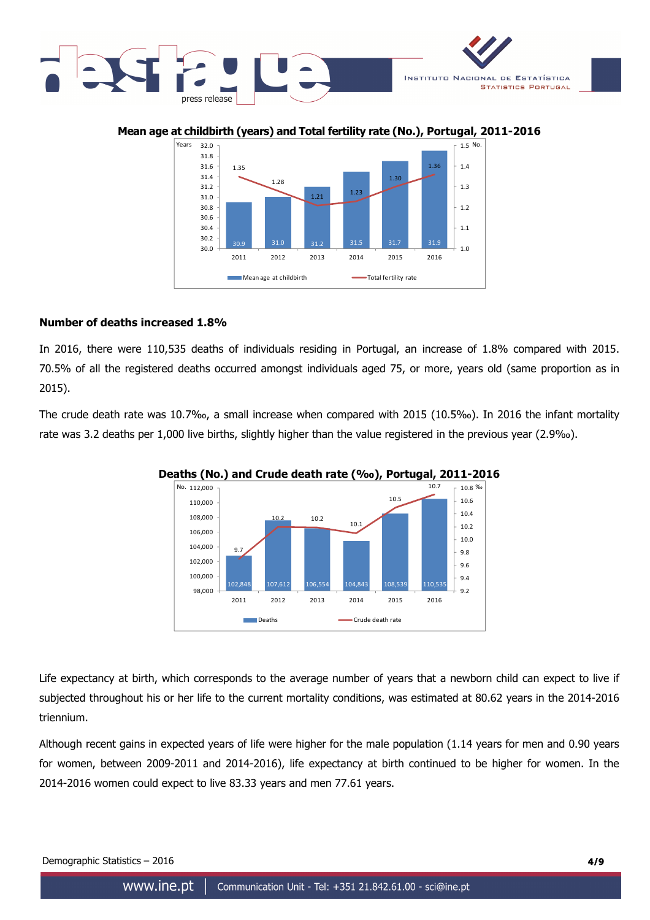**Mean age at childbirth (years) and Total fertility rate (No.), Portugal, 2011-2016**

| Year | Mean age at childbirth (years) | Total fertility rate (No.) |
|---|---|---|
| 2011 | 30.9 | 1.35 |
| 2012 | 31.0 | 1.28 |
| 2013 | 31.2 | 1.21 |
| 2014 | 31.5 | 1.23 |
| 2015 | 31.7 | 1.30 |
| 2016 | 31.9 | 1.36 |

### Number of deaths increased 1.8%

In 2016, there were 110,535 deaths of individuals residing in Portugal, an increase of 1.8% compared with 2015. 70.5% of all the registered deaths occurred amongst individuals aged 75, or more, years old (same proportion as in 2015).

The crude death rate was 10.7‰, a small increase when compared with 2015 (10.5‰). In 2016 the infant mortality rate was 3.2 deaths per 1,000 live births, slightly higher than the value registered in the previous year (2.9‰).

**Deaths (No.) and Crude death rate (‰), Portugal, 2011-2016**

| Year | Deaths (No.) | Crude death rate (‰) |
|---|---|---|
| 2011 | 102,848 | 9.7 |
| 2012 | 107,612 | 10.2 |
| 2013 | 106,554 | 10.2 |
| 2014 | 104,843 | 10.1 |
| 2015 | 108,539 | 10.5 |
| 2016 | 110,535 | 10.7 |

Life expectancy at birth, which corresponds to the average number of years that a newborn child can expect to live if subjected throughout his or her life to the current mortality conditions, was estimated at 80.62 years in the 2014-2016 triennium.

Although recent gains in expected years of life were higher for the male population (1.14 years for men and 0.90 years for women, between 2009-2011 and 2014-2016), life expectancy at birth continued to be higher for women. In the 2014-2016 women could expect to live 83.33 years and men 77.61 years.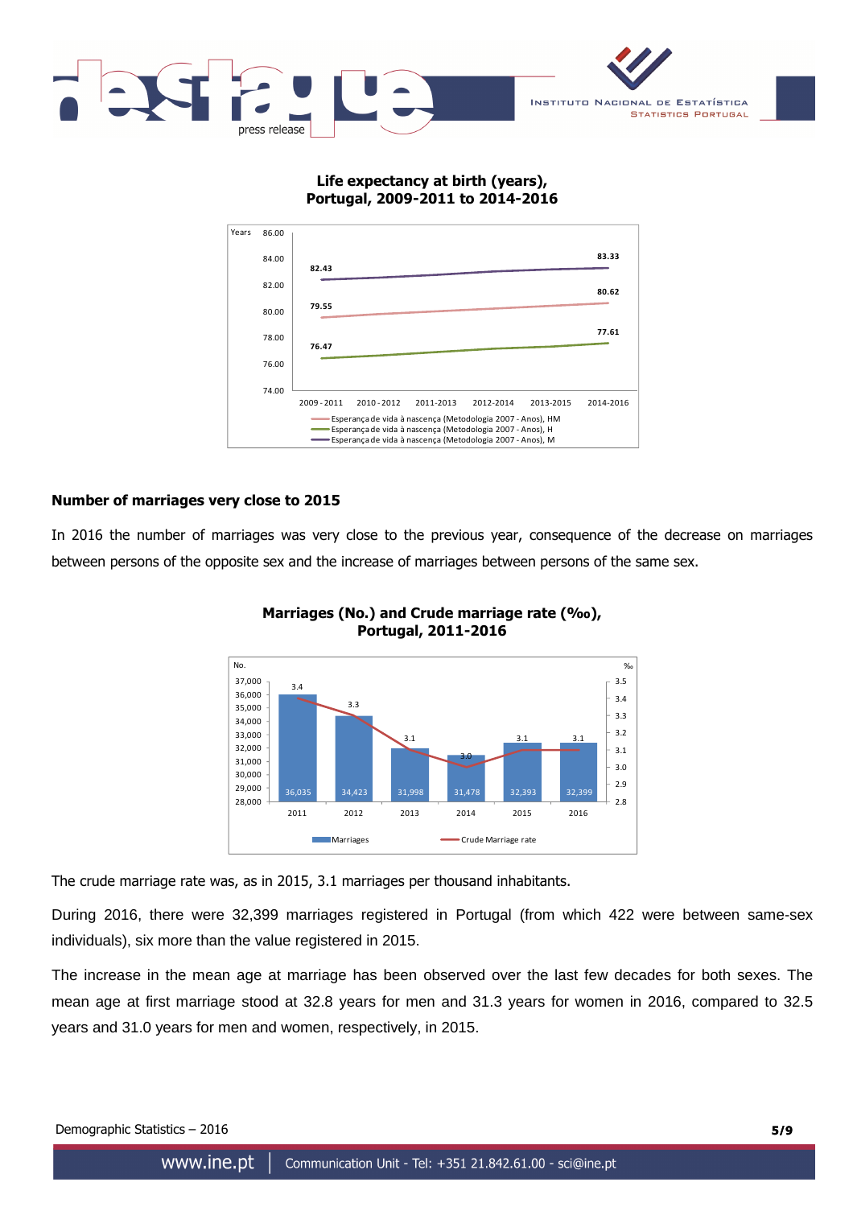**Life expectancy at birth (years), Portugal, 2009-2011 to 2014-2016**

**Number of marriages very close to 2015**

In 2016 the number of marriages was very close to the previous year, consequence of the decrease on marriages between persons of the opposite sex and the increase of marriages between persons of the same sex.

**Marriages (No.) and Crude marriage rate (‰), Portugal, 2011-2016**

The crude marriage rate was, as in 2015, 3.1 marriages per thousand inhabitants.

During 2016, there were 32,399 marriages registered in Portugal (from which 422 were between same-sex individuals), six more than the value registered in 2015.

The increase in the mean age at marriage has been observed over the last few decades for both sexes. The mean age at first marriage stood at 32.8 years for men and 31.3 years for women in 2016, compared to 32.5 years and 31.0 years for men and women, respectively, in 2015.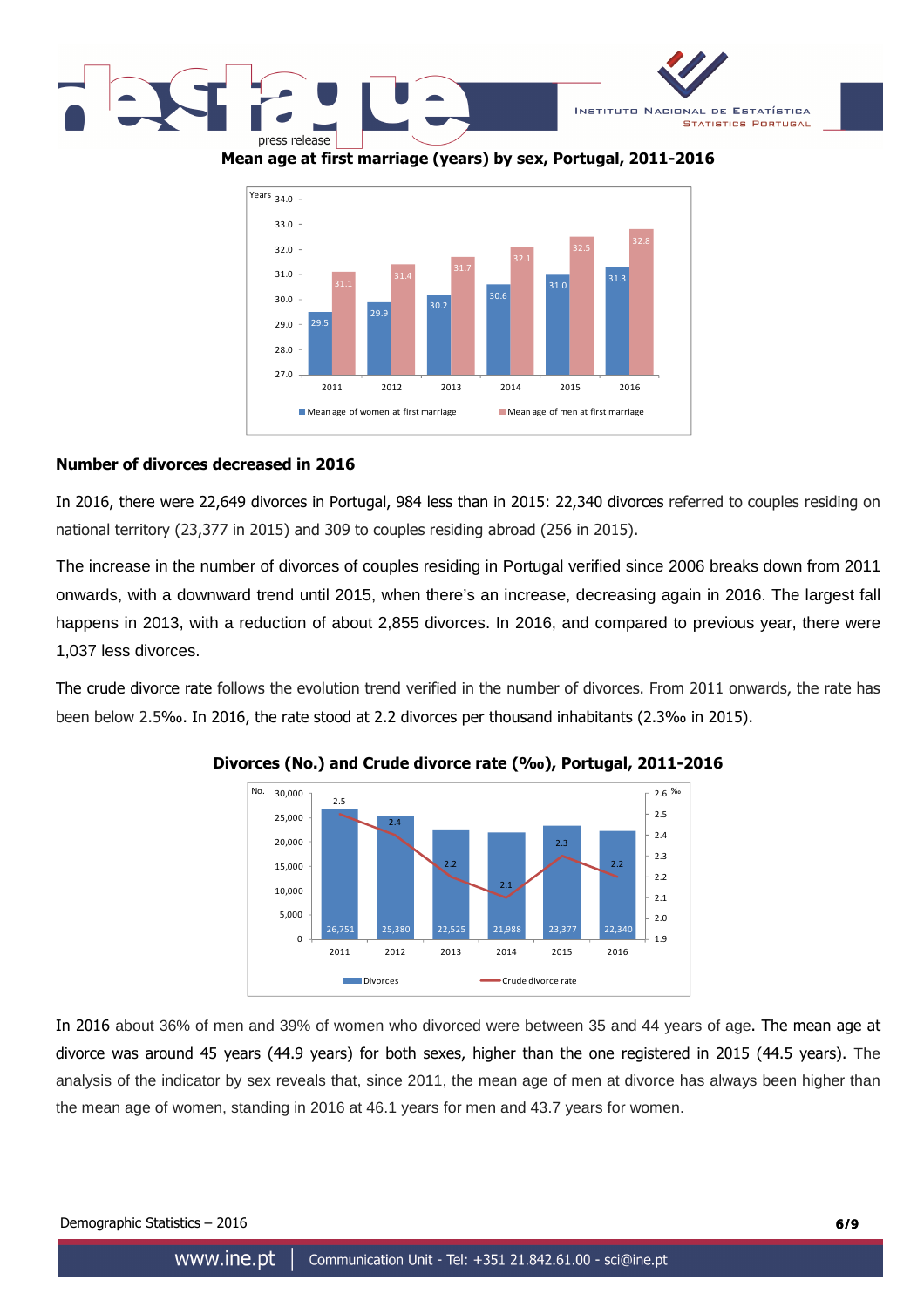**Mean age at first marriage (years) by sex, Portugal, 2011-2016**

| Year | Mean age of women at first marriage | Mean age of men at first marriage |
|---|---|---|
| 2011 | 29.5 | 31.1 |
| 2012 | 29.9 | 31.4 |
| 2013 | 30.2 | 31.7 |
| 2014 | 30.6 | 32.1 |
| 2015 | 31.0 | 32.5 |
| 2016 | 31.3 | 32.8 |

## Number of divorces decreased in 2016

In 2016, there were 22,649 divorces in Portugal, 984 less than in 2015: 22,340 divorces referred to couples residing on national territory (23,377 in 2015) and 309 to couples residing abroad (256 in 2015).

The increase in the number of divorces of couples residing in Portugal verified since 2006 breaks down from 2011 onwards, with a downward trend until 2015, when there's an increase, decreasing again in 2016. The largest fall happens in 2013, with a reduction of about 2,855 divorces. In 2016, and compared to previous year, there were 1,037 less divorces.

The crude divorce rate follows the evolution trend verified in the number of divorces. From 2011 onwards, the rate has been below 2.5‰. In 2016, the rate stood at 2.2 divorces per thousand inhabitants (2.3‰ in 2015).

**Divorces (No.) and Crude divorce rate (‰), Portugal, 2011-2016**

| Year | Divorces (No.) | Crude divorce rate (‰) |
|---|---|---|
| 2011 | 26,751 | 2.5 |
| 2012 | 25,380 | 2.4 |
| 2013 | 22,525 | 2.2 |
| 2014 | 21,988 | 2.1 |
| 2015 | 23,377 | 2.3 |
| 2016 | 22,340 | 2.2 |

In 2016 about 36% of men and 39% of women who divorced were between 35 and 44 years of age. The mean age at divorce was around 45 years (44.9 years) for both sexes, higher than the one registered in 2015 (44.5 years). The analysis of the indicator by sex reveals that, since 2011, the mean age of men at divorce has always been higher than the mean age of women, standing in 2016 at 46.1 years for men and 43.7 years for women.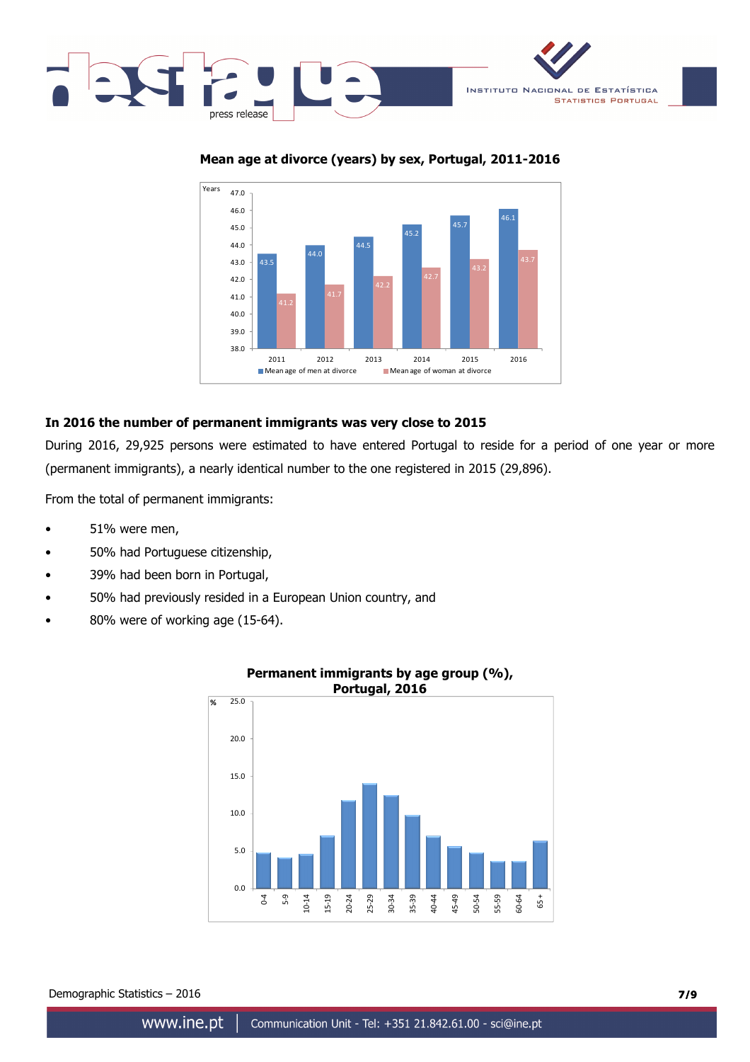**Mean age at divorce (years) by sex, Portugal, 2011-2016**

| Year | Mean age of men at divorce | Mean age of woman at divorce |
|---|---|---|
| 2011 | 43.5 | 41.2 |
| 2012 | 44.0 | 41.7 |
| 2013 | 44.5 | 42.2 |
| 2014 | 45.2 | 42.7 |
| 2015 | 45.7 | 43.2 |
| 2016 | 46.1 | 43.7 |

## In 2016 the number of permanent immigrants was very close to 2015

During 2016, 29,925 persons were estimated to have entered Portugal to reside for a period of one year or more (permanent immigrants), a nearly identical number to the one registered in 2015 (29,896).

From the total of permanent immigrants:

- 51% were men,
- 50% had Portuguese citizenship,
- 39% had been born in Portugal,
- 50% had previously resided in a European Union country, and
- 80% were of working age (15-64).

**Permanent immigrants by age group (%), Portugal, 2016**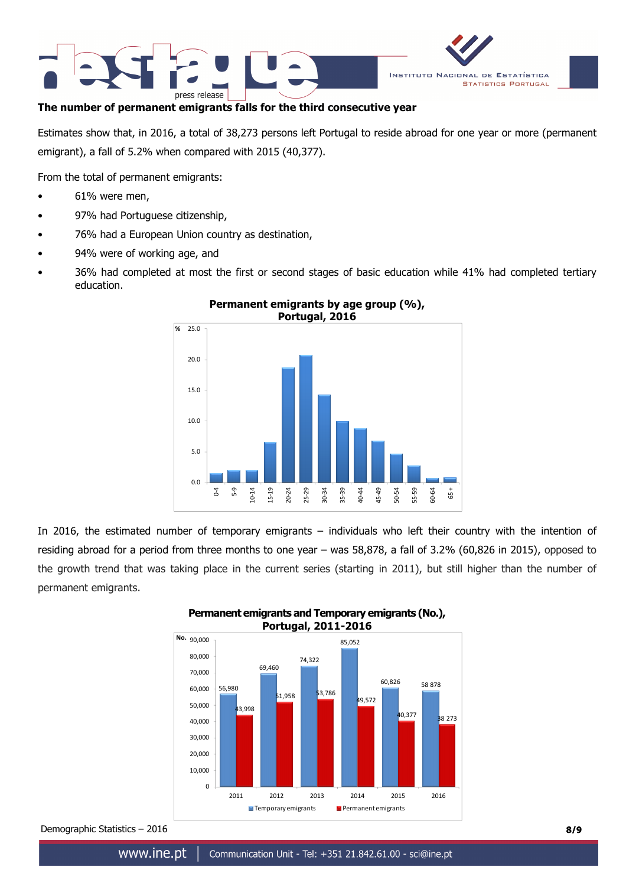**The number of permanent emigrants falls for the third consecutive year**

Estimates show that, in 2016, a total of 38,273 persons left Portugal to reside abroad for one year or more (permanent emigrant), a fall of 5.2% when compared with 2015 (40,377).

From the total of permanent emigrants:

- 61% were men,
- 97% had Portuguese citizenship,
- 76% had a European Union country as destination,
- 94% were of working age, and
- 36% had completed at most the first or second stages of basic education while 41% had completed tertiary education.

**Permanent emigrants by age group (%), Portugal, 2016**

In 2016, the estimated number of temporary emigrants – individuals who left their country with the intention of residing abroad for a period from three months to one year – was 58,878, a fall of 3.2% (60,826 in 2015), opposed to the growth trend that was taking place in the current series (starting in 2011), but still higher than the number of permanent emigrants.

**Permanent emigrants and Temporary emigrants (No.), Portugal, 2011-2016**

| Year | Temporary emigrants | Permanent emigrants |
|---|---|---|
| 2011 | 56,980 | 43,998 |
| 2012 | 69,460 | 51,958 |
| 2013 | 74,322 | 53,786 |
| 2014 | 85,052 | 49,572 |
| 2015 | 60,826 | 40,377 |
| 2016 | 58 878 | 38 273 |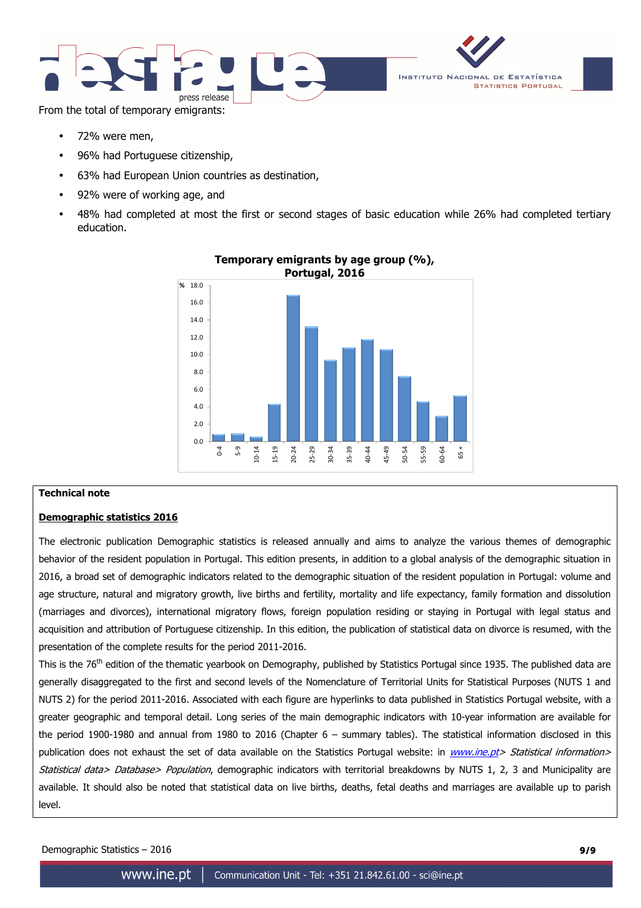From the total of temporary emigrants:

- 72% were men,
- 96% had Portuguese citizenship,
- 63% had European Union countries as destination,
- 92% were of working age, and
- 48% had completed at most the first or second stages of basic education while 26% had completed tertiary education.

**Temporary emigrants by age group (%), Portugal, 2016**

%
18.0
16.0
14.0
12.0
10.0
8.0
6.0
4.0
2.0
0.0

0-4
5-9
10-14
15-19
20-24
25-29
30-34
35-39
40-44
45-49
50-54
55-59
60-64
65 +

**Technical note**

**Demographic statistics 2016**

The electronic publication Demographic statistics is released annually and aims to analyze the various themes of demographic behavior of the resident population in Portugal. This edition presents, in addition to a global analysis of the demographic situation in 2016, a broad set of demographic indicators related to the demographic situation of the resident population in Portugal: volume and age structure, natural and migratory growth, live births and fertility, mortality and life expectancy, family formation and dissolution (marriages and divorces), international migratory flows, foreign population residing or staying in Portugal with legal status and acquisition and attribution of Portuguese citizenship. In this edition, the publication of statistical data on divorce is resumed, with the presentation of the complete results for the period 2011-2016.

This is the 76th edition of the thematic yearbook on Demography, published by Statistics Portugal since 1935. The published data are generally disaggregated to the first and second levels of the Nomenclature of Territorial Units for Statistical Purposes (NUTS 1 and NUTS 2) for the period 2011-2016. Associated with each figure are hyperlinks to data published in Statistics Portugal website, with a greater geographic and temporal detail. Long series of the main demographic indicators with 10-year information are available for the period 1900-1980 and annual from 1980 to 2016 (Chapter 6 – summary tables). The statistical information disclosed in this publication does not exhaust the set of data available on the Statistics Portugal website: in *www.ine.pt> Statistical information> Statistical data> Database> Population*, demographic indicators with territorial breakdowns by NUTS 1, 2, 3 and Municipality are available. It should also be noted that statistical data on live births, deaths, fetal deaths and marriages are available up to parish level.